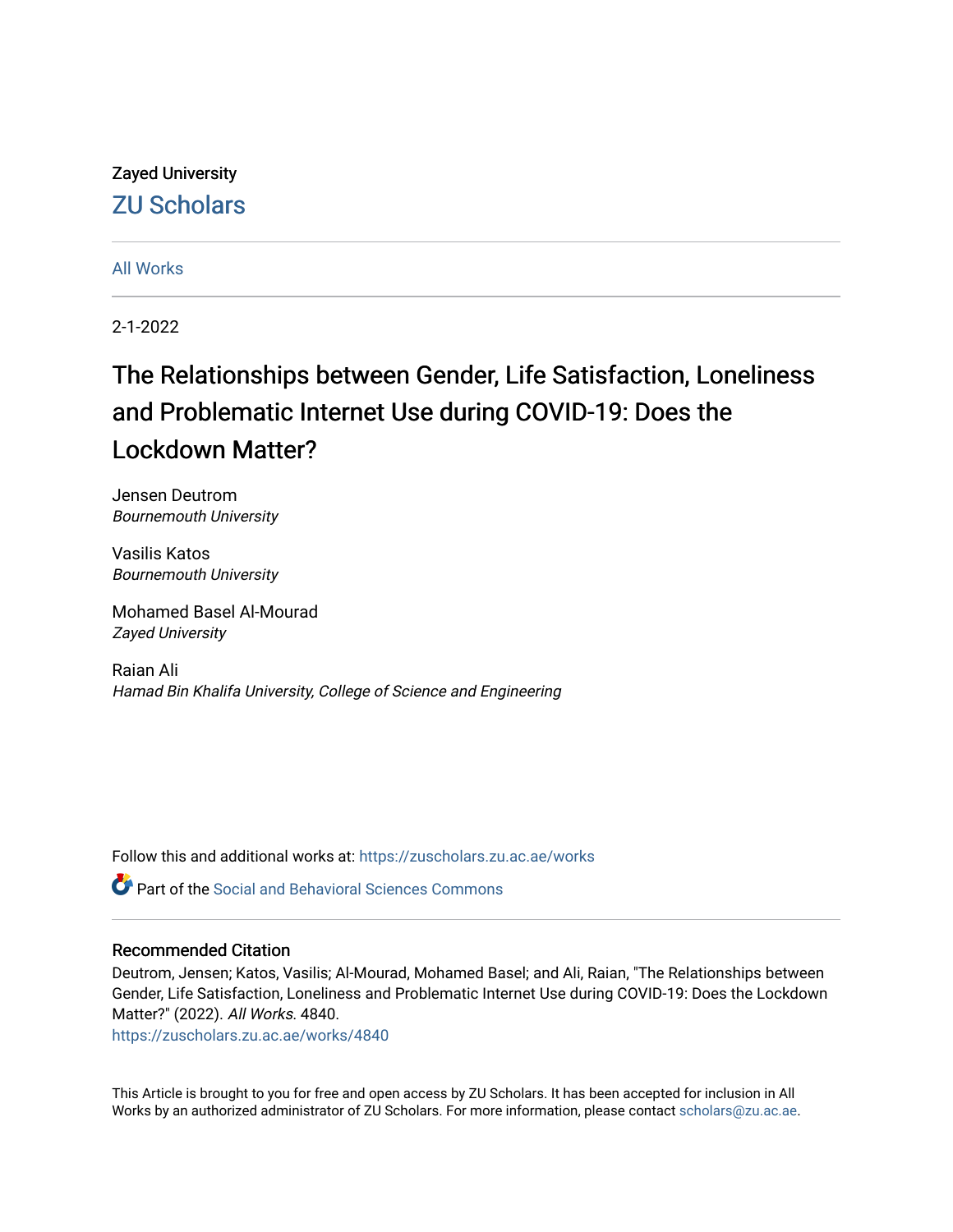Zayed University

ZU Scholars

All Works

2-1-2022

# The Relationships between Gender, Life Satisfaction, Loneliness and Problematic Internet Use during COVID-19: Does the Lockdown Matter?

Jensen Deutrom
*Bournemouth University*

Vasilis Katos
*Bournemouth University*

Mohamed Basel Al-Mourad
*Zayed University*

Raian Ali
*Hamad Bin Khalifa University, College of Science and Engineering*

Follow this and additional works at: https://zuscholars.zu.ac.ae/works

Part of the Social and Behavioral Sciences Commons

## Recommended Citation

Deutrom, Jensen; Katos, Vasilis; Al-Mourad, Mohamed Basel; and Ali, Raian, "The Relationships between Gender, Life Satisfaction, Loneliness and Problematic Internet Use during COVID-19: Does the Lockdown Matter?" (2022). *All Works*. 4840.
https://zuscholars.zu.ac.ae/works/4840

This Article is brought to you for free and open access by ZU Scholars. It has been accepted for inclusion in All Works by an authorized administrator of ZU Scholars. For more information, please contact scholars@zu.ac.ae.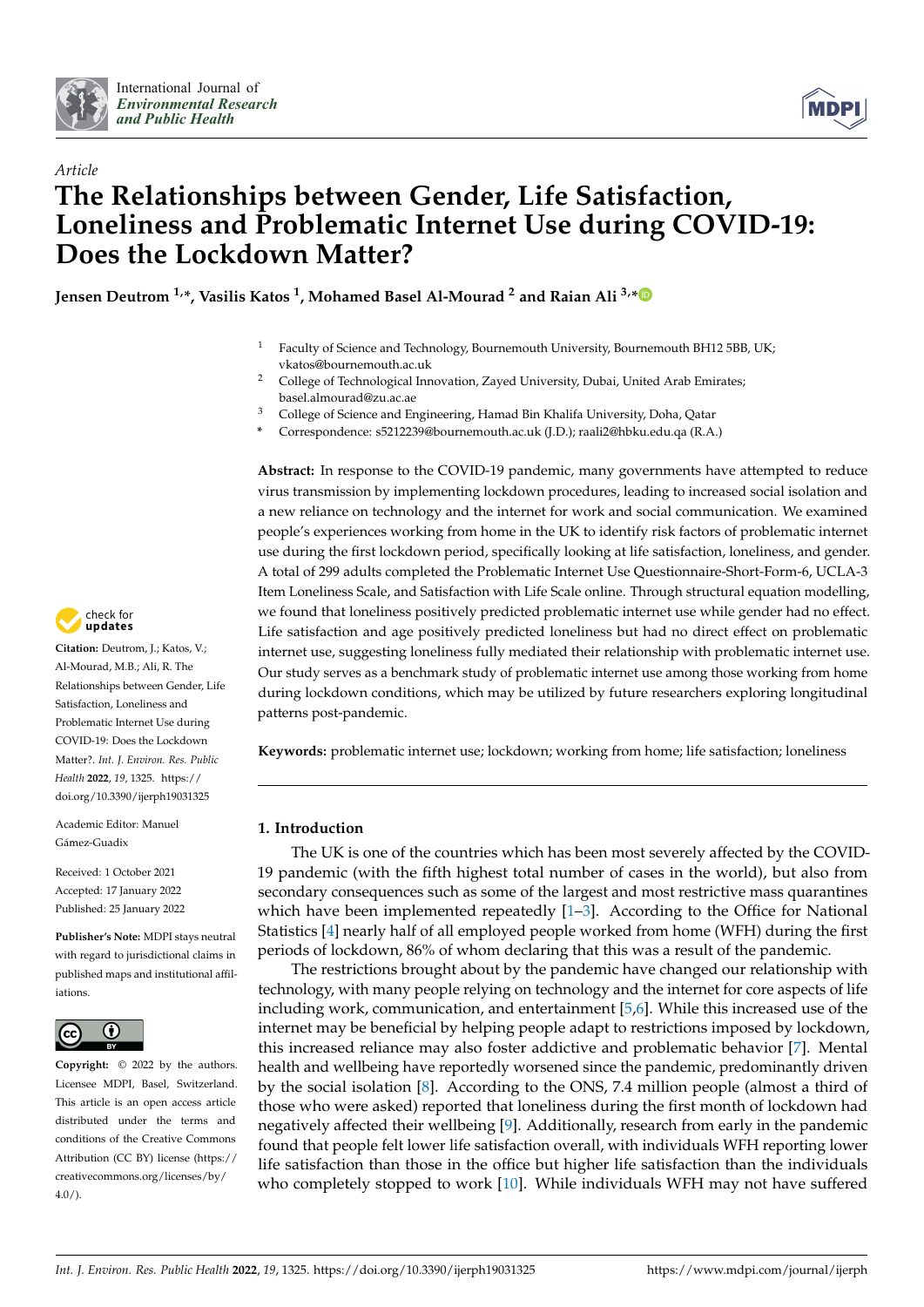Article

# The Relationships between Gender, Life Satisfaction, Loneliness and Problematic Internet Use during COVID-19: Does the Lockdown Matter?

**Jensen Deutrom [1,*], Vasilis Katos [1], Mohamed Basel Al-Mourad [2] and Raian Ali [3,*]**

[1] Faculty of Science and Technology, Bournemouth University, Bournemouth BH12 5BB, UK; vkatos@bournemouth.ac.uk

[2] College of Technological Innovation, Zayed University, Dubai, United Arab Emirates; basel.almourad@zu.ac.ae

[3] College of Science and Engineering, Hamad Bin Khalifa University, Doha, Qatar

[*] Correspondence: s5212239@bournemouth.ac.uk (J.D.); raali2@hbku.edu.qa (R.A.)

**Abstract:** In response to the COVID-19 pandemic, many governments have attempted to reduce virus transmission by implementing lockdown procedures, leading to increased social isolation and a new reliance on technology and the internet for work and social communication. We examined people's experiences working from home in the UK to identify risk factors of problematic internet use during the first lockdown period, specifically looking at life satisfaction, loneliness, and gender. A total of 299 adults completed the Problematic Internet Use Questionnaire-Short-Form-6, UCLA-3 Item Loneliness Scale, and Satisfaction with Life Scale online. Through structural equation modelling, we found that loneliness positively predicted problematic internet use while gender had no effect. Life satisfaction and age positively predicted loneliness but had no direct effect on problematic internet use, suggesting loneliness fully mediated their relationship with problematic internet use. Our study serves as a benchmark study of problematic internet use among those working from home during lockdown conditions, which may be utilized by future researchers exploring longitudinal patterns post-pandemic.

**Keywords:** problematic internet use; lockdown; working from home; life satisfaction; loneliness

**Citation:** Deutrom, J.; Katos, V.; Al-Mourad, M.B.; Ali, R. The Relationships between Gender, Life Satisfaction, Loneliness and Problematic Internet Use during COVID-19: Does the Lockdown Matter?. *Int. J. Environ. Res. Public Health* **2022**, *19*, 1325. https://doi.org/10.3390/ijerph19031325

Academic Editor: Manuel Gámez-Guadix

Received: 1 October 2021
Accepted: 17 January 2022
Published: 25 January 2022

**Publisher's Note:** MDPI stays neutral with regard to jurisdictional claims in published maps and institutional affiliations.

**Copyright:** © 2022 by the authors. Licensee MDPI, Basel, Switzerland. This article is an open access article distributed under the terms and conditions of the Creative Commons Attribution (CC BY) license (https://creativecommons.org/licenses/by/4.0/).

## 1. Introduction

The UK is one of the countries which has been most severely affected by the COVID-19 pandemic (with the fifth highest total number of cases in the world), but also from secondary consequences such as some of the largest and most restrictive mass quarantines which have been implemented repeatedly [1–3]. According to the Office for National Statistics [4] nearly half of all employed people worked from home (WFH) during the first periods of lockdown, 86% of whom declaring that this was a result of the pandemic.

The restrictions brought about by the pandemic have changed our relationship with technology, with many people relying on technology and the internet for core aspects of life including work, communication, and entertainment [5,6]. While this increased use of the internet may be beneficial by helping people adapt to restrictions imposed by lockdown, this increased reliance may also foster addictive and problematic behavior [7]. Mental health and wellbeing have reportedly worsened since the pandemic, predominantly driven by the social isolation [8]. According to the ONS, 7.4 million people (almost a third of those who were asked) reported that loneliness during the first month of lockdown had negatively affected their wellbeing [9]. Additionally, research from early in the pandemic found that people felt lower life satisfaction overall, with individuals WFH reporting lower life satisfaction than those in the office but higher life satisfaction than the individuals who completely stopped to work [10]. While individuals WFH may not have suffered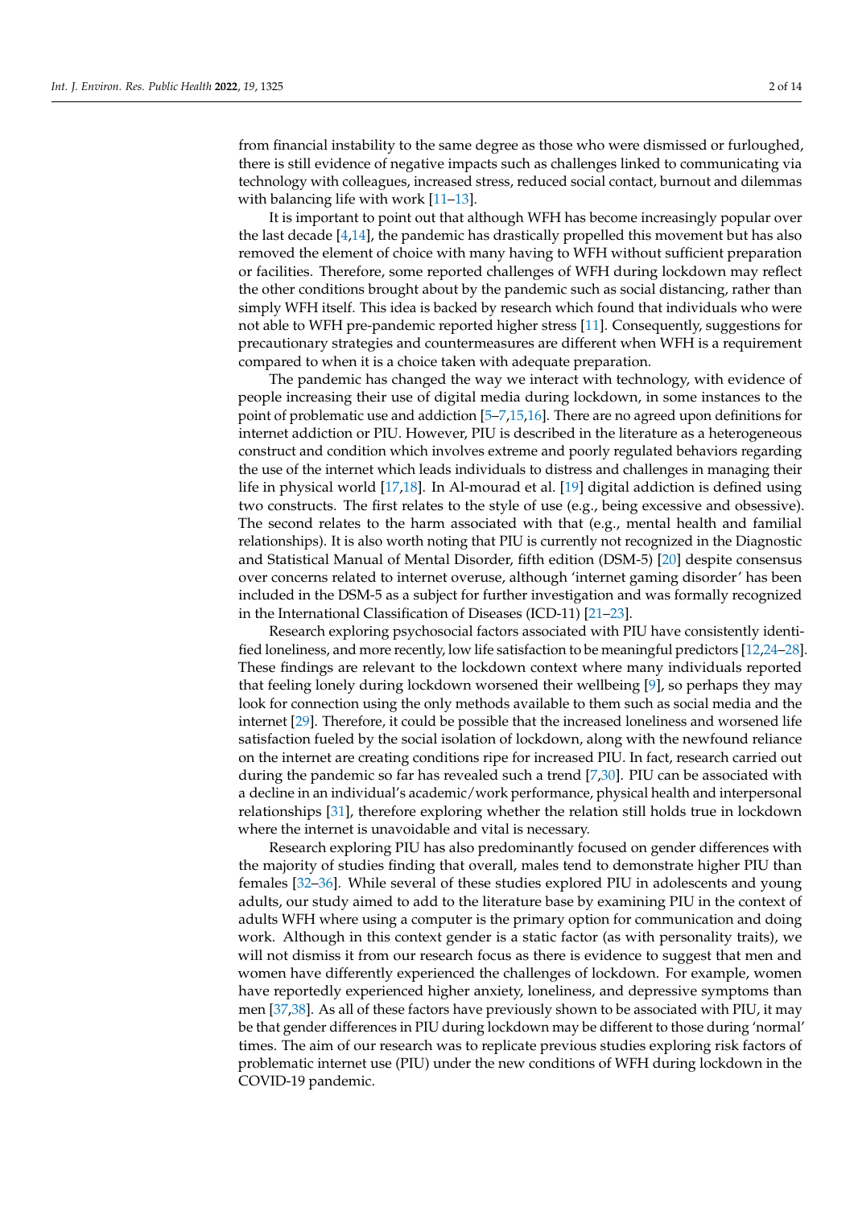from financial instability to the same degree as those who were dismissed or furloughed, there is still evidence of negative impacts such as challenges linked to communicating via technology with colleagues, increased stress, reduced social contact, burnout and dilemmas with balancing life with work [11–13].

It is important to point out that although WFH has become increasingly popular over the last decade [4,14], the pandemic has drastically propelled this movement but has also removed the element of choice with many having to WFH without sufficient preparation or facilities. Therefore, some reported challenges of WFH during lockdown may reflect the other conditions brought about by the pandemic such as social distancing, rather than simply WFH itself. This idea is backed by research which found that individuals who were not able to WFH pre-pandemic reported higher stress [11]. Consequently, suggestions for precautionary strategies and countermeasures are different when WFH is a requirement compared to when it is a choice taken with adequate preparation.

The pandemic has changed the way we interact with technology, with evidence of people increasing their use of digital media during lockdown, in some instances to the point of problematic use and addiction [5–7,15,16]. There are no agreed upon definitions for internet addiction or PIU. However, PIU is described in the literature as a heterogeneous construct and condition which involves extreme and poorly regulated behaviors regarding the use of the internet which leads individuals to distress and challenges in managing their life in physical world [17,18]. In Al-mourad et al. [19] digital addiction is defined using two constructs. The first relates to the style of use (e.g., being excessive and obsessive). The second relates to the harm associated with that (e.g., mental health and familial relationships). It is also worth noting that PIU is currently not recognized in the Diagnostic and Statistical Manual of Mental Disorder, fifth edition (DSM-5) [20] despite consensus over concerns related to internet overuse, although 'internet gaming disorder' has been included in the DSM-5 as a subject for further investigation and was formally recognized in the International Classification of Diseases (ICD-11) [21–23].

Research exploring psychosocial factors associated with PIU have consistently identified loneliness, and more recently, low life satisfaction to be meaningful predictors [12,24–28]. These findings are relevant to the lockdown context where many individuals reported that feeling lonely during lockdown worsened their wellbeing [9], so perhaps they may look for connection using the only methods available to them such as social media and the internet [29]. Therefore, it could be possible that the increased loneliness and worsened life satisfaction fueled by the social isolation of lockdown, along with the newfound reliance on the internet are creating conditions ripe for increased PIU. In fact, research carried out during the pandemic so far has revealed such a trend [7,30]. PIU can be associated with a decline in an individual's academic/work performance, physical health and interpersonal relationships [31], therefore exploring whether the relation still holds true in lockdown where the internet is unavoidable and vital is necessary.

Research exploring PIU has also predominantly focused on gender differences with the majority of studies finding that overall, males tend to demonstrate higher PIU than females [32–36]. While several of these studies explored PIU in adolescents and young adults, our study aimed to add to the literature base by examining PIU in the context of adults WFH where using a computer is the primary option for communication and doing work. Although in this context gender is a static factor (as with personality traits), we will not dismiss it from our research focus as there is evidence to suggest that men and women have differently experienced the challenges of lockdown. For example, women have reportedly experienced higher anxiety, loneliness, and depressive symptoms than men [37,38]. As all of these factors have previously shown to be associated with PIU, it may be that gender differences in PIU during lockdown may be different to those during 'normal' times. The aim of our research was to replicate previous studies exploring risk factors of problematic internet use (PIU) under the new conditions of WFH during lockdown in the COVID-19 pandemic.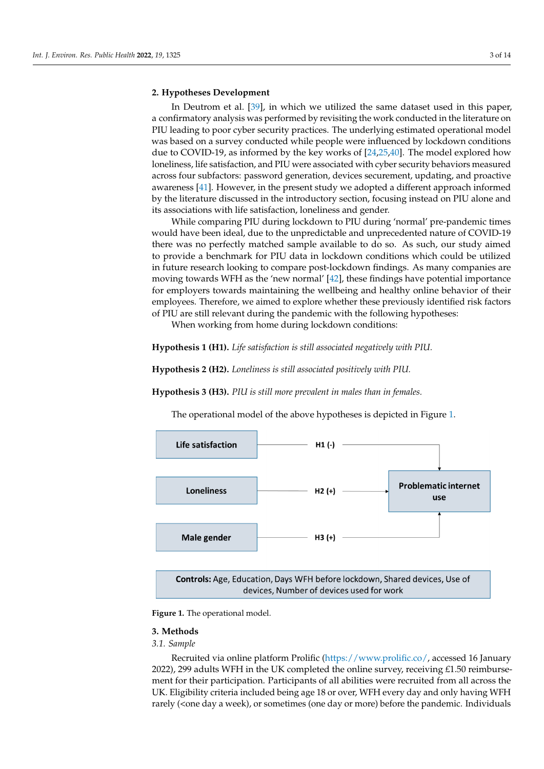## 2. Hypotheses Development

In Deutrom et al. [39], in which we utilized the same dataset used in this paper, a confirmatory analysis was performed by revisiting the work conducted in the literature on PIU leading to poor cyber security practices. The underlying estimated operational model was based on a survey conducted while people were influenced by lockdown conditions due to COVID-19, as informed by the key works of [24,25,40]. The model explored how loneliness, life satisfaction, and PIU were associated with cyber security behaviors measured across four subfactors: password generation, devices securement, updating, and proactive awareness [41]. However, in the present study we adopted a different approach informed by the literature discussed in the introductory section, focusing instead on PIU alone and its associations with life satisfaction, loneliness and gender.

While comparing PIU during lockdown to PIU during 'normal' pre-pandemic times would have been ideal, due to the unpredictable and unprecedented nature of COVID-19 there was no perfectly matched sample available to do so. As such, our study aimed to provide a benchmark for PIU data in lockdown conditions which could be utilized in future research looking to compare post-lockdown findings. As many companies are moving towards WFH as the 'new normal' [42], these findings have potential importance for employers towards maintaining the wellbeing and healthy online behavior of their employees. Therefore, we aimed to explore whether these previously identified risk factors of PIU are still relevant during the pandemic with the following hypotheses:

When working from home during lockdown conditions:

**Hypothesis 1 (H1).** *Life satisfaction is still associated negatively with PIU.*

**Hypothesis 2 (H2).** *Loneliness is still associated positively with PIU.*

**Hypothesis 3 (H3).** *PIU is still more prevalent in males than in females.*

The operational model of the above hypotheses is depicted in Figure 1.

Life satisfaction — H1 (-) → Problematic internet use

Loneliness — H2 (+) → Problematic internet use

Male gender — H3 (+) → Problematic internet use

**Controls:** Age, Education, Days WFH before lockdown, Shared devices, Use of devices, Number of devices used for work

**Figure 1.** The operational model.

## 3. Methods

### *3.1. Sample*

Recruited via online platform Prolific (https://www.prolific.co/, accessed 16 January 2022), 299 adults WFH in the UK completed the online survey, receiving £1.50 reimbursement for their participation. Participants of all abilities were recruited from all across the UK. Eligibility criteria included being age 18 or over, WFH every day and only having WFH rarely (<one day a week), or sometimes (one day or more) before the pandemic. Individuals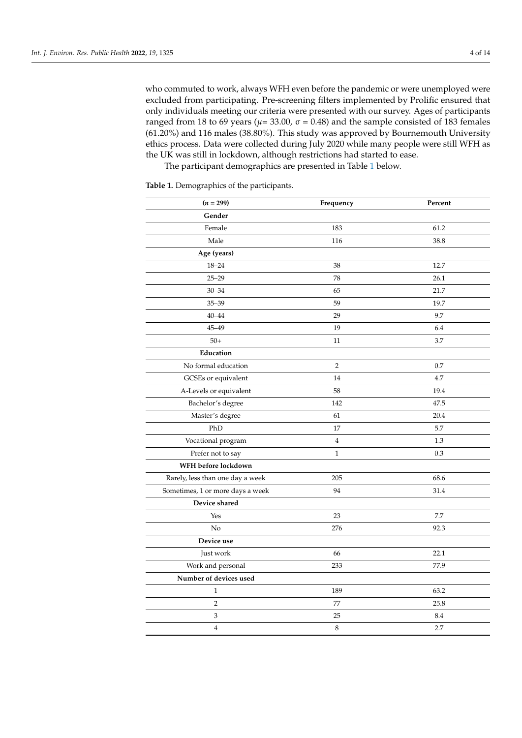who commuted to work, always WFH even before the pandemic or were unemployed were excluded from participating. Pre-screening filters implemented by Prolific ensured that only individuals meeting our criteria were presented with our survey. Ages of participants ranged from 18 to 69 years ($\mu$= 33.00, $\sigma$ = 0.48) and the sample consisted of 183 females (61.20%) and 116 males (38.80%). This study was approved by Bournemouth University ethics process. Data were collected during July 2020 while many people were still WFH as the UK was still in lockdown, although restrictions had started to ease.

The participant demographics are presented in Table 1 below.

**Table 1.** Demographics of the participants.

| (*n* = 299) | Frequency | Percent |
|---|---|---|
| **Gender** | | |
| Female | 183 | 61.2 |
| Male | 116 | 38.8 |
| **Age (years)** | | |
| 18–24 | 38 | 12.7 |
| 25–29 | 78 | 26.1 |
| 30–34 | 65 | 21.7 |
| 35–39 | 59 | 19.7 |
| 40–44 | 29 | 9.7 |
| 45–49 | 19 | 6.4 |
| 50+ | 11 | 3.7 |
| **Education** | | |
| No formal education | 2 | 0.7 |
| GCSEs or equivalent | 14 | 4.7 |
| A-Levels or equivalent | 58 | 19.4 |
| Bachelor's degree | 142 | 47.5 |
| Master's degree | 61 | 20.4 |
| PhD | 17 | 5.7 |
| Vocational program | 4 | 1.3 |
| Prefer not to say | 1 | 0.3 |
| **WFH before lockdown** | | |
| Rarely, less than one day a week | 205 | 68.6 |
| Sometimes, 1 or more days a week | 94 | 31.4 |
| **Device shared** | | |
| Yes | 23 | 7.7 |
| No | 276 | 92.3 |
| **Device use** | | |
| Just work | 66 | 22.1 |
| Work and personal | 233 | 77.9 |
| **Number of devices used** | | |
| 1 | 189 | 63.2 |
| 2 | 77 | 25.8 |
| 3 | 25 | 8.4 |
| 4 | 8 | 2.7 |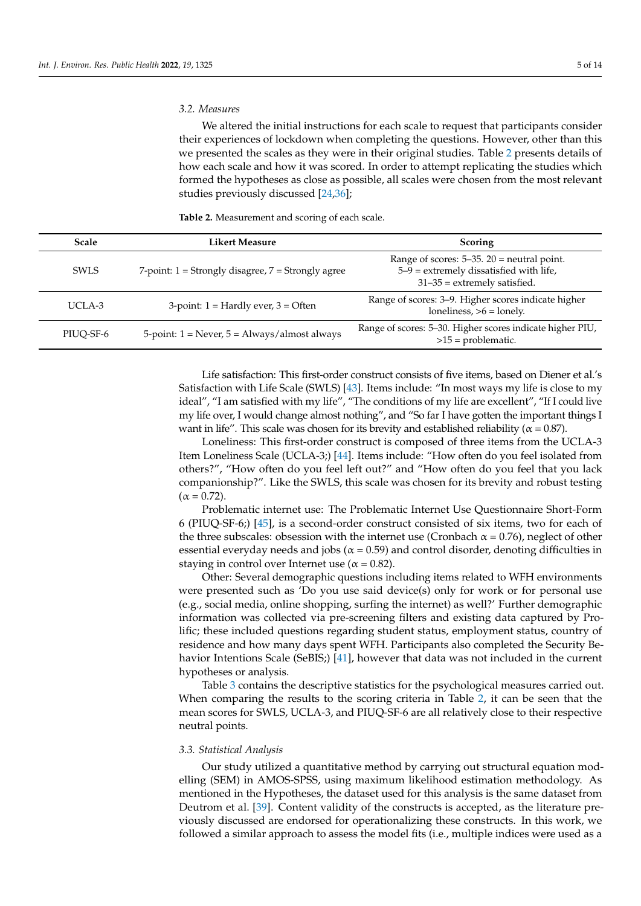### 3.2. Measures

We altered the initial instructions for each scale to request that participants consider their experiences of lockdown when completing the questions. However, other than this we presented the scales as they were in their original studies. Table 2 presents details of how each scale and how it was scored. In order to attempt replicating the studies which formed the hypotheses as close as possible, all scales were chosen from the most relevant studies previously discussed [24,36];

**Table 2.** Measurement and scoring of each scale.

| Scale | Likert Measure | Scoring |
|---|---|---|
| SWLS | 7-point: 1 = Strongly disagree, 7 = Strongly agree | Range of scores: 5–35. 20 = neutral point. 5–9 = extremely dissatisfied with life, 31–35 = extremely satisfied. |
| UCLA-3 | 3-point: 1 = Hardly ever, 3 = Often | Range of scores: 3–9. Higher scores indicate higher loneliness, >6 = lonely. |
| PIUQ-SF-6 | 5-point: 1 = Never, 5 = Always/almost always | Range of scores: 5–30. Higher scores indicate higher PIU, >15 = problematic. |

Life satisfaction: This first-order construct consists of five items, based on Diener et al.'s Satisfaction with Life Scale (SWLS) [43]. Items include: "In most ways my life is close to my ideal", "I am satisfied with my life", "The conditions of my life are excellent", "If I could live my life over, I would change almost nothing", and "So far I have gotten the important things I want in life". This scale was chosen for its brevity and established reliability ($\alpha = 0.87$).

Loneliness: This first-order construct is composed of three items from the UCLA-3 Item Loneliness Scale (UCLA-3;) [44]. Items include: "How often do you feel isolated from others?", "How often do you feel left out?" and "How often do you feel that you lack companionship?". Like the SWLS, this scale was chosen for its brevity and robust testing ($\alpha = 0.72$).

Problematic internet use: The Problematic Internet Use Questionnaire Short-Form 6 (PIUQ-SF-6;) [45], is a second-order construct consisted of six items, two for each of the three subscales: obsession with the internet use (Cronbach $\alpha = 0.76$), neglect of other essential everyday needs and jobs ($\alpha = 0.59$) and control disorder, denoting difficulties in staying in control over Internet use ($\alpha = 0.82$).

Other: Several demographic questions including items related to WFH environments were presented such as 'Do you use said device(s) only for work or for personal use (e.g., social media, online shopping, surfing the internet) as well?' Further demographic information was collected via pre-screening filters and existing data captured by Prolific; these included questions regarding student status, employment status, country of residence and how many days spent WFH. Participants also completed the Security Behavior Intentions Scale (SeBIS;) [41], however that data was not included in the current hypotheses or analysis.

Table 3 contains the descriptive statistics for the psychological measures carried out. When comparing the results to the scoring criteria in Table 2, it can be seen that the mean scores for SWLS, UCLA-3, and PIUQ-SF-6 are all relatively close to their respective neutral points.

### 3.3. Statistical Analysis

Our study utilized a quantitative method by carrying out structural equation modelling (SEM) in AMOS-SPSS, using maximum likelihood estimation methodology. As mentioned in the Hypotheses, the dataset used for this analysis is the same dataset from Deutrom et al. [39]. Content validity of the constructs is accepted, as the literature previously discussed are endorsed for operationalizing these constructs. In this work, we followed a similar approach to assess the model fits (i.e., multiple indices were used as a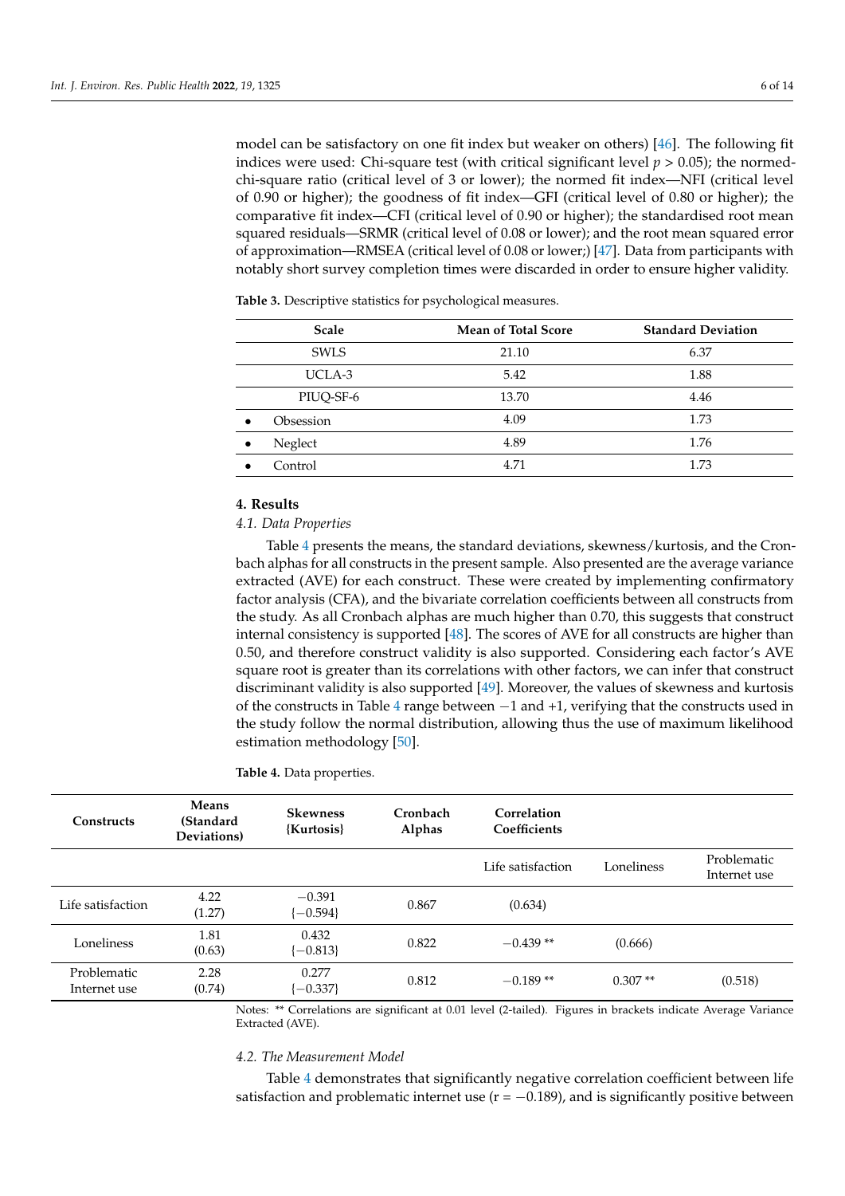model can be satisfactory on one fit index but weaker on others) [46]. The following fit indices were used: Chi-square test (with critical significant level $p > 0.05$); the normed-chi-square ratio (critical level of 3 or lower); the normed fit index—NFI (critical level of 0.90 or higher); the goodness of fit index—GFI (critical level of 0.80 or higher); the comparative fit index—CFI (critical level of 0.90 or higher); the standardised root mean squared residuals—SRMR (critical level of 0.08 or lower); and the root mean squared error of approximation—RMSEA (critical level of 0.08 or lower;) [47]. Data from participants with notably short survey completion times were discarded in order to ensure higher validity.

**Table 3.** Descriptive statistics for psychological measures.

| Scale | Mean of Total Score | Standard Deviation |
|---|---|---|
| SWLS | 21.10 | 6.37 |
| UCLA-3 | 5.42 | 1.88 |
| PIUQ-SF-6 | 13.70 | 4.46 |
| • Obsession | 4.09 | 1.73 |
| • Neglect | 4.89 | 1.76 |
| • Control | 4.71 | 1.73 |

## 4. Results

### *4.1. Data Properties*

Table 4 presents the means, the standard deviations, skewness/kurtosis, and the Cronbach alphas for all constructs in the present sample. Also presented are the average variance extracted (AVE) for each construct. These were created by implementing confirmatory factor analysis (CFA), and the bivariate correlation coefficients between all constructs from the study. As all Cronbach alphas are much higher than 0.70, this suggests that construct internal consistency is supported [48]. The scores of AVE for all constructs are higher than 0.50, and therefore construct validity is also supported. Considering each factor's AVE square root is greater than its correlations with other factors, we can infer that construct discriminant validity is also supported [49]. Moreover, the values of skewness and kurtosis of the constructs in Table 4 range between −1 and +1, verifying that the constructs used in the study follow the normal distribution, allowing thus the use of maximum likelihood estimation methodology [50].

**Table 4.** Data properties.

| Constructs | Means (Standard Deviations) | Skewness {Kurtosis} | Cronbach Alphas | Correlation Coefficients | | |
|---|---|---|---|---|---|---|
| | | | | Life satisfaction | Loneliness | Problematic Internet use |
| Life satisfaction | 4.22 (1.27) | −0.391 {−0.594} | 0.867 | (0.634) | | |
| Loneliness | 1.81 (0.63) | 0.432 {−0.813} | 0.822 | −0.439 ** | (0.666) | |
| Problematic Internet use | 2.28 (0.74) | 0.277 {−0.337} | 0.812 | −0.189 ** | 0.307 ** | (0.518) |

Notes: ** Correlations are significant at 0.01 level (2-tailed). Figures in brackets indicate Average Variance Extracted (AVE).

### *4.2. The Measurement Model*

Table 4 demonstrates that significantly negative correlation coefficient between life satisfaction and problematic internet use (r = −0.189), and is significantly positive between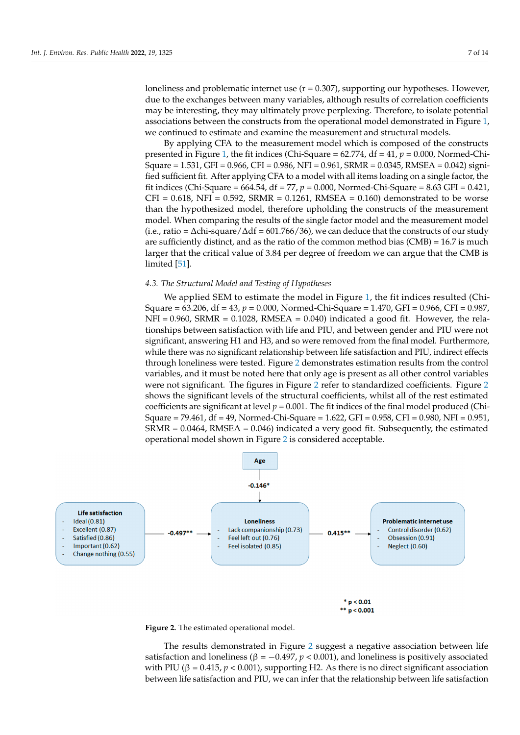loneliness and problematic internet use (r = 0.307), supporting our hypotheses. However, due to the exchanges between many variables, although results of correlation coefficients may be interesting, they may ultimately prove perplexing. Therefore, to isolate potential associations between the constructs from the operational model demonstrated in Figure 1, we continued to estimate and examine the measurement and structural models.

By applying CFA to the measurement model which is composed of the constructs presented in Figure 1, the fit indices (Chi-Square = 62.774, df = 41, $p$ = 0.000, Normed-Chi-Square = 1.531, GFI = 0.966, CFI = 0.986, NFI = 0.961, SRMR = 0.0345, RMSEA = 0.042) signified sufficient fit. After applying CFA to a model with all items loading on a single factor, the fit indices (Chi-Square = 664.54, df = 77, $p$ = 0.000, Normed-Chi-Square = 8.63 GFI = 0.421, CFI = 0.618, NFI = 0.592, SRMR = 0.1261, RMSEA = 0.160) demonstrated to be worse than the hypothesized model, therefore upholding the constructs of the measurement model. When comparing the results of the single factor model and the measurement model (i.e., ratio = $\Delta$chi-square/$\Delta$df = 601.766/36), we can deduce that the constructs of our study are sufficiently distinct, and as the ratio of the common method bias (CMB) = 16.7 is much larger that the critical value of 3.84 per degree of freedom we can argue that the CMB is limited [51].

### 4.3. The Structural Model and Testing of Hypotheses

We applied SEM to estimate the model in Figure 1, the fit indices resulted (Chi-Square = 63.206, df = 43, $p$ = 0.000, Normed-Chi-Square = 1.470, GFI = 0.966, CFI = 0.987, NFI = 0.960, SRMR = 0.1028, RMSEA = 0.040) indicated a good fit. However, the relationships between satisfaction with life and PIU, and between gender and PIU were not significant, answering H1 and H3, and so were removed from the final model. Furthermore, while there was no significant relationship between life satisfaction and PIU, indirect effects through loneliness were tested. Figure 2 demonstrates estimation results from the control variables, and it must be noted here that only age is present as all other control variables were not significant. The figures in Figure 2 refer to standardized coefficients. Figure 2 shows the significant levels of the structural coefficients, whilst all of the rest estimated coefficients are significant at level $p$ = 0.001. The fit indices of the final model produced (Chi-Square = 79.461, df = 49, Normed-Chi-Square = 1.622, GFI = 0.958, CFI = 0.980, NFI = 0.951, SRMR = 0.0464, RMSEA = 0.046) indicated a very good fit. Subsequently, the estimated operational model shown in Figure 2 is considered acceptable.

**Figure 2.** The estimated operational model.

The results demonstrated in Figure 2 suggest a negative association between life satisfaction and loneliness ($\beta = -0.497$, $p < 0.001$), and loneliness is positively associated with PIU ($\beta = 0.415$, $p < 0.001$), supporting H2. As there is no direct significant association between life satisfaction and PIU, we can infer that the relationship between life satisfaction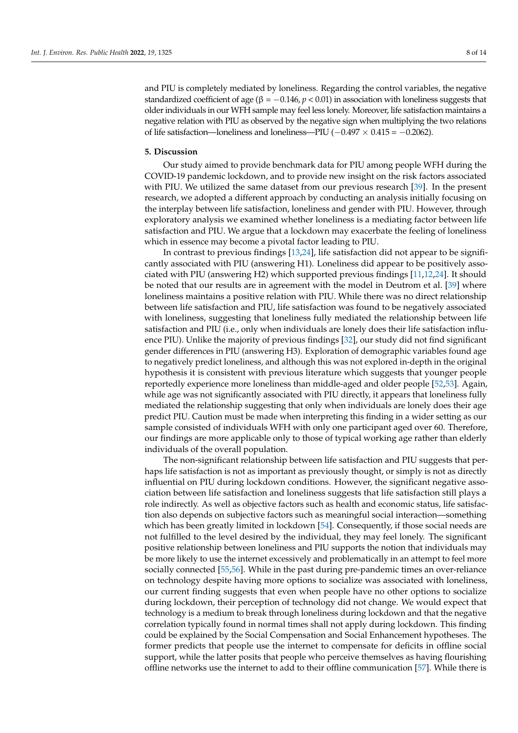and PIU is completely mediated by loneliness. Regarding the control variables, the negative standardized coefficient of age ($\beta = -0.146$, $p < 0.01$) in association with loneliness suggests that older individuals in our WFH sample may feel less lonely. Moreover, life satisfaction maintains a negative relation with PIU as observed by the negative sign when multiplying the two relations of life satisfaction—loneliness and loneliness—PIU ($-0.497 \times 0.415 = -0.2062$).

## 5. Discussion

Our study aimed to provide benchmark data for PIU among people WFH during the COVID-19 pandemic lockdown, and to provide new insight on the risk factors associated with PIU. We utilized the same dataset from our previous research [39]. In the present research, we adopted a different approach by conducting an analysis initially focusing on the interplay between life satisfaction, loneliness and gender with PIU. However, through exploratory analysis we examined whether loneliness is a mediating factor between life satisfaction and PIU. We argue that a lockdown may exacerbate the feeling of loneliness which in essence may become a pivotal factor leading to PIU.

In contrast to previous findings [13,24], life satisfaction did not appear to be significantly associated with PIU (answering H1). Loneliness did appear to be positively associated with PIU (answering H2) which supported previous findings [11,12,24]. It should be noted that our results are in agreement with the model in Deutrom et al. [39] where loneliness maintains a positive relation with PIU. While there was no direct relationship between life satisfaction and PIU, life satisfaction was found to be negatively associated with loneliness, suggesting that loneliness fully mediated the relationship between life satisfaction and PIU (i.e., only when individuals are lonely does their life satisfaction influence PIU). Unlike the majority of previous findings [32], our study did not find significant gender differences in PIU (answering H3). Exploration of demographic variables found age to negatively predict loneliness, and although this was not explored in-depth in the original hypothesis it is consistent with previous literature which suggests that younger people reportedly experience more loneliness than middle-aged and older people [52,53]. Again, while age was not significantly associated with PIU directly, it appears that loneliness fully mediated the relationship suggesting that only when individuals are lonely does their age predict PIU. Caution must be made when interpreting this finding in a wider setting as our sample consisted of individuals WFH with only one participant aged over 60. Therefore, our findings are more applicable only to those of typical working age rather than elderly individuals of the overall population.

The non-significant relationship between life satisfaction and PIU suggests that perhaps life satisfaction is not as important as previously thought, or simply is not as directly influential on PIU during lockdown conditions. However, the significant negative association between life satisfaction and loneliness suggests that life satisfaction still plays a role indirectly. As well as objective factors such as health and economic status, life satisfaction also depends on subjective factors such as meaningful social interaction—something which has been greatly limited in lockdown [54]. Consequently, if those social needs are not fulfilled to the level desired by the individual, they may feel lonely. The significant positive relationship between loneliness and PIU supports the notion that individuals may be more likely to use the internet excessively and problematically in an attempt to feel more socially connected [55,56]. While in the past during pre-pandemic times an over-reliance on technology despite having more options to socialize was associated with loneliness, our current finding suggests that even when people have no other options to socialize during lockdown, their perception of technology did not change. We would expect that technology is a medium to break through loneliness during lockdown and that the negative correlation typically found in normal times shall not apply during lockdown. This finding could be explained by the Social Compensation and Social Enhancement hypotheses. The former predicts that people use the internet to compensate for deficits in offline social support, while the latter posits that people who perceive themselves as having flourishing offline networks use the internet to add to their offline communication [57]. While there is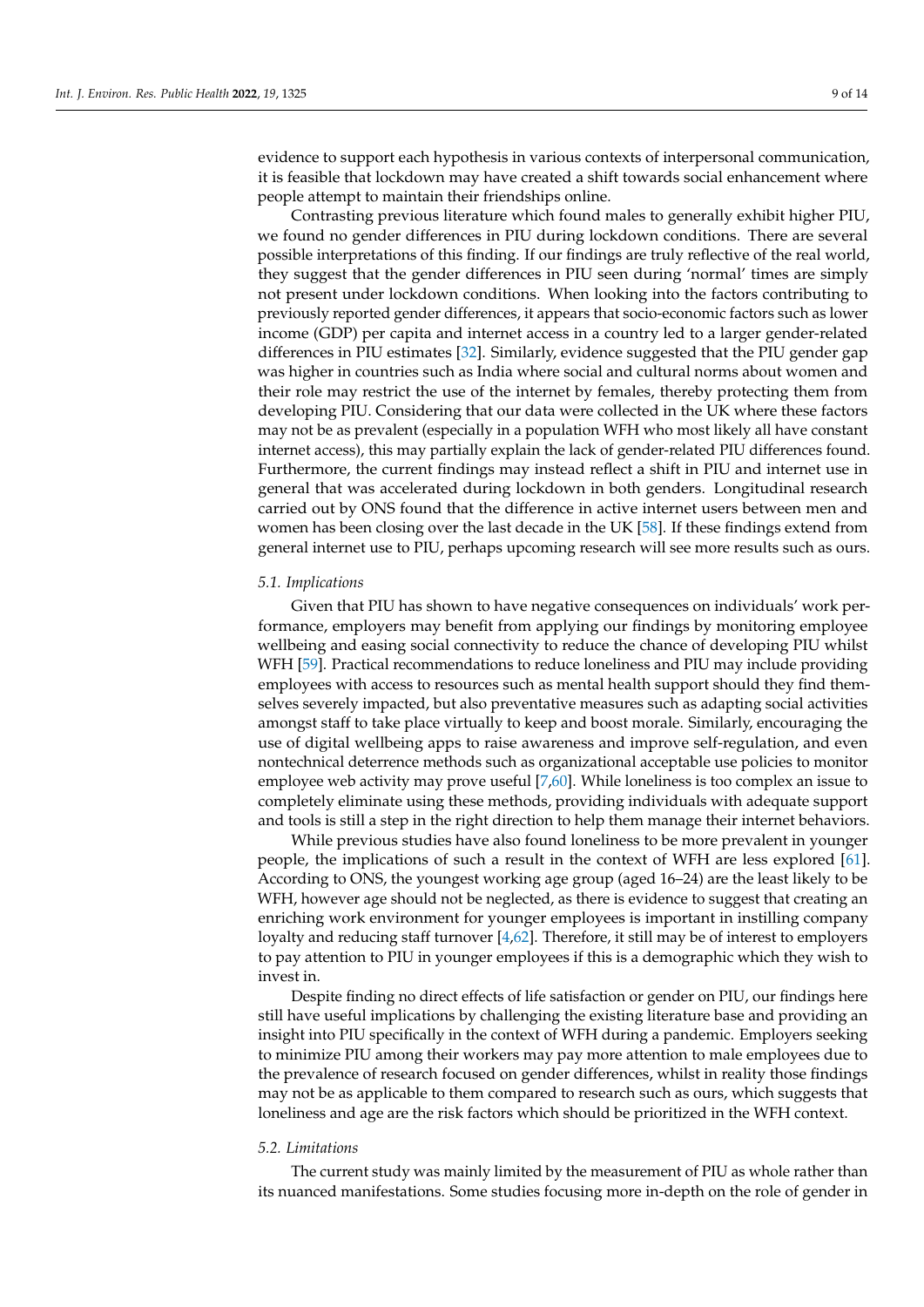evidence to support each hypothesis in various contexts of interpersonal communication, it is feasible that lockdown may have created a shift towards social enhancement where people attempt to maintain their friendships online.

Contrasting previous literature which found males to generally exhibit higher PIU, we found no gender differences in PIU during lockdown conditions. There are several possible interpretations of this finding. If our findings are truly reflective of the real world, they suggest that the gender differences in PIU seen during 'normal' times are simply not present under lockdown conditions. When looking into the factors contributing to previously reported gender differences, it appears that socio-economic factors such as lower income (GDP) per capita and internet access in a country led to a larger gender-related differences in PIU estimates [32]. Similarly, evidence suggested that the PIU gender gap was higher in countries such as India where social and cultural norms about women and their role may restrict the use of the internet by females, thereby protecting them from developing PIU. Considering that our data were collected in the UK where these factors may not be as prevalent (especially in a population WFH who most likely all have constant internet access), this may partially explain the lack of gender-related PIU differences found. Furthermore, the current findings may instead reflect a shift in PIU and internet use in general that was accelerated during lockdown in both genders. Longitudinal research carried out by ONS found that the difference in active internet users between men and women has been closing over the last decade in the UK [58]. If these findings extend from general internet use to PIU, perhaps upcoming research will see more results such as ours.

### *5.1. Implications*

Given that PIU has shown to have negative consequences on individuals' work performance, employers may benefit from applying our findings by monitoring employee wellbeing and easing social connectivity to reduce the chance of developing PIU whilst WFH [59]. Practical recommendations to reduce loneliness and PIU may include providing employees with access to resources such as mental health support should they find themselves severely impacted, but also preventative measures such as adapting social activities amongst staff to take place virtually to keep and boost morale. Similarly, encouraging the use of digital wellbeing apps to raise awareness and improve self-regulation, and even nontechnical deterrence methods such as organizational acceptable use policies to monitor employee web activity may prove useful [7,60]. While loneliness is too complex an issue to completely eliminate using these methods, providing individuals with adequate support and tools is still a step in the right direction to help them manage their internet behaviors.

While previous studies have also found loneliness to be more prevalent in younger people, the implications of such a result in the context of WFH are less explored [61]. According to ONS, the youngest working age group (aged 16–24) are the least likely to be WFH, however age should not be neglected, as there is evidence to suggest that creating an enriching work environment for younger employees is important in instilling company loyalty and reducing staff turnover [4,62]. Therefore, it still may be of interest to employers to pay attention to PIU in younger employees if this is a demographic which they wish to invest in.

Despite finding no direct effects of life satisfaction or gender on PIU, our findings here still have useful implications by challenging the existing literature base and providing an insight into PIU specifically in the context of WFH during a pandemic. Employers seeking to minimize PIU among their workers may pay more attention to male employees due to the prevalence of research focused on gender differences, whilst in reality those findings may not be as applicable to them compared to research such as ours, which suggests that loneliness and age are the risk factors which should be prioritized in the WFH context.

### *5.2. Limitations*

The current study was mainly limited by the measurement of PIU as whole rather than its nuanced manifestations. Some studies focusing more in-depth on the role of gender in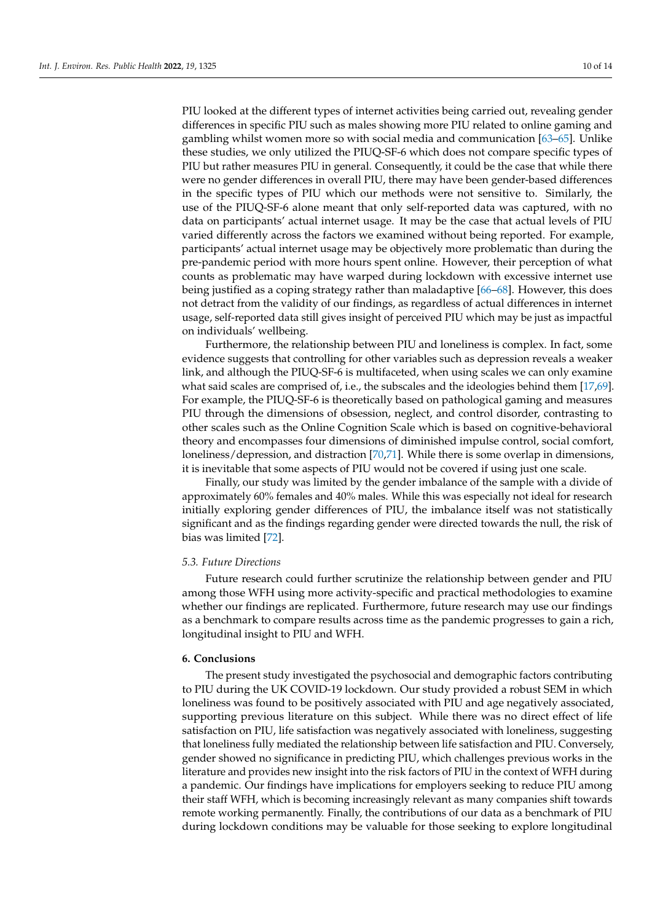PIU looked at the different types of internet activities being carried out, revealing gender differences in specific PIU such as males showing more PIU related to online gaming and gambling whilst women more so with social media and communication [63–65]. Unlike these studies, we only utilized the PIUQ-SF-6 which does not compare specific types of PIU but rather measures PIU in general. Consequently, it could be the case that while there were no gender differences in overall PIU, there may have been gender-based differences in the specific types of PIU which our methods were not sensitive to. Similarly, the use of the PIUQ-SF-6 alone meant that only self-reported data was captured, with no data on participants' actual internet usage. It may be the case that actual levels of PIU varied differently across the factors we examined without being reported. For example, participants' actual internet usage may be objectively more problematic than during the pre-pandemic period with more hours spent online. However, their perception of what counts as problematic may have warped during lockdown with excessive internet use being justified as a coping strategy rather than maladaptive [66–68]. However, this does not detract from the validity of our findings, as regardless of actual differences in internet usage, self-reported data still gives insight of perceived PIU which may be just as impactful on individuals' wellbeing.

Furthermore, the relationship between PIU and loneliness is complex. In fact, some evidence suggests that controlling for other variables such as depression reveals a weaker link, and although the PIUQ-SF-6 is multifaceted, when using scales we can only examine what said scales are comprised of, i.e., the subscales and the ideologies behind them [17,69]. For example, the PIUQ-SF-6 is theoretically based on pathological gaming and measures PIU through the dimensions of obsession, neglect, and control disorder, contrasting to other scales such as the Online Cognition Scale which is based on cognitive-behavioral theory and encompasses four dimensions of diminished impulse control, social comfort, loneliness/depression, and distraction [70,71]. While there is some overlap in dimensions, it is inevitable that some aspects of PIU would not be covered if using just one scale.

Finally, our study was limited by the gender imbalance of the sample with a divide of approximately 60% females and 40% males. While this was especially not ideal for research initially exploring gender differences of PIU, the imbalance itself was not statistically significant and as the findings regarding gender were directed towards the null, the risk of bias was limited [72].

### 5.3. Future Directions

Future research could further scrutinize the relationship between gender and PIU among those WFH using more activity-specific and practical methodologies to examine whether our findings are replicated. Furthermore, future research may use our findings as a benchmark to compare results across time as the pandemic progresses to gain a rich, longitudinal insight to PIU and WFH.

## 6. Conclusions

The present study investigated the psychosocial and demographic factors contributing to PIU during the UK COVID-19 lockdown. Our study provided a robust SEM in which loneliness was found to be positively associated with PIU and age negatively associated, supporting previous literature on this subject. While there was no direct effect of life satisfaction on PIU, life satisfaction was negatively associated with loneliness, suggesting that loneliness fully mediated the relationship between life satisfaction and PIU. Conversely, gender showed no significance in predicting PIU, which challenges previous works in the literature and provides new insight into the risk factors of PIU in the context of WFH during a pandemic. Our findings have implications for employers seeking to reduce PIU among their staff WFH, which is becoming increasingly relevant as many companies shift towards remote working permanently. Finally, the contributions of our data as a benchmark of PIU during lockdown conditions may be valuable for those seeking to explore longitudinal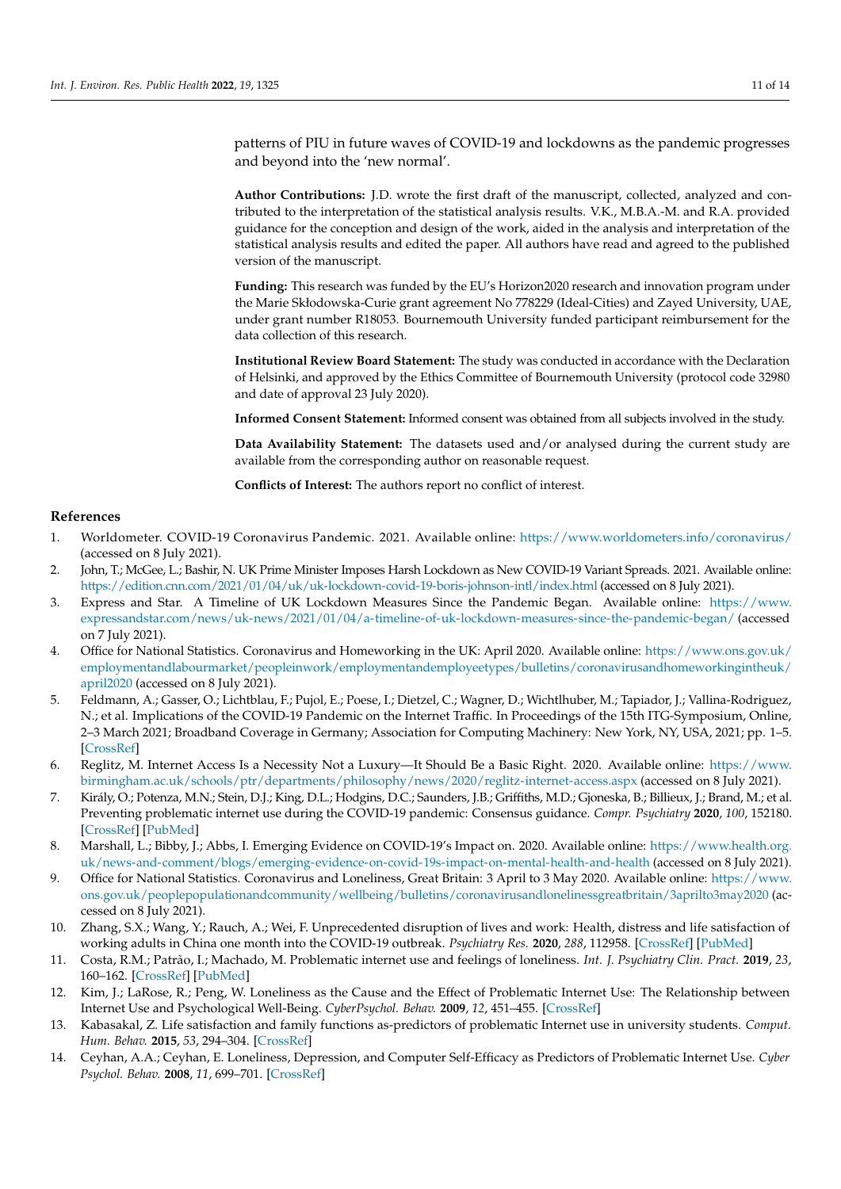patterns of PIU in future waves of COVID-19 and lockdowns as the pandemic progresses and beyond into the 'new normal'.

**Author Contributions:** J.D. wrote the first draft of the manuscript, collected, analyzed and contributed to the interpretation of the statistical analysis results. V.K., M.B.A.-M. and R.A. provided guidance for the conception and design of the work, aided in the analysis and interpretation of the statistical analysis results and edited the paper. All authors have read and agreed to the published version of the manuscript.

**Funding:** This research was funded by the EU's Horizon2020 research and innovation program under the Marie Skłodowska-Curie grant agreement No 778229 (Ideal-Cities) and Zayed University, UAE, under grant number R18053. Bournemouth University funded participant reimbursement for the data collection of this research.

**Institutional Review Board Statement:** The study was conducted in accordance with the Declaration of Helsinki, and approved by the Ethics Committee of Bournemouth University (protocol code 32980 and date of approval 23 July 2020).

**Informed Consent Statement:** Informed consent was obtained from all subjects involved in the study.

**Data Availability Statement:** The datasets used and/or analysed during the current study are available from the corresponding author on reasonable request.

**Conflicts of Interest:** The authors report no conflict of interest.

## References

1. Worldometer. COVID-19 Coronavirus Pandemic. 2021. Available online: https://www.worldometers.info/coronavirus/ (accessed on 8 July 2021).
2. John, T.; McGee, L.; Bashir, N. UK Prime Minister Imposes Harsh Lockdown as New COVID-19 Variant Spreads. 2021. Available online: https://edition.cnn.com/2021/01/04/uk/uk-lockdown-covid-19-boris-johnson-intl/index.html (accessed on 8 July 2021).
3. Express and Star. A Timeline of UK Lockdown Measures Since the Pandemic Began. Available online: https://www.expressandstar.com/news/uk-news/2021/01/04/a-timeline-of-uk-lockdown-measures-since-the-pandemic-began/ (accessed on 7 July 2021).
4. Office for National Statistics. Coronavirus and Homeworking in the UK: April 2020. Available online: https://www.ons.gov.uk/employmentandlabourmarket/peopleinwork/employmentandemployeetypes/bulletins/coronavirusandhomeworkingintheuk/april2020 (accessed on 8 July 2021).
5. Feldmann, A.; Gasser, O.; Lichtblau, F.; Pujol, E.; Poese, I.; Dietzel, C.; Wagner, D.; Wichtlhuber, M.; Tapiador, J.; Vallina-Rodriguez, N.; et al. Implications of the COVID-19 Pandemic on the Internet Traffic. In Proceedings of the 15th ITG-Symposium, Online, 2–3 March 2021; Broadband Coverage in Germany; Association for Computing Machinery: New York, NY, USA, 2021; pp. 1–5. [CrossRef]
6. Reglitz, M. Internet Access Is a Necessity Not a Luxury—It Should Be a Basic Right. 2020. Available online: https://www.birmingham.ac.uk/schools/ptr/departments/philosophy/news/2020/reglitz-internet-access.aspx (accessed on 8 July 2021).
7. Király, O.; Potenza, M.N.; Stein, D.J.; King, D.L.; Hodgins, D.C.; Saunders, J.B.; Griffiths, M.D.; Gjoneska, B.; Billieux, J.; Brand, M.; et al. Preventing problematic internet use during the COVID-19 pandemic: Consensus guidance. *Compr. Psychiatry* **2020**, *100*, 152180. [CrossRef] [PubMed]
8. Marshall, L.; Bibby, J.; Abbs, I. Emerging Evidence on COVID-19's Impact on. 2020. Available online: https://www.health.org.uk/news-and-comment/blogs/emerging-evidence-on-covid-19s-impact-on-mental-health-and-health (accessed on 8 July 2021).
9. Office for National Statistics. Coronavirus and Loneliness, Great Britain: 3 April to 3 May 2020. Available online: https://www.ons.gov.uk/peoplepopulationandcommunity/wellbeing/bulletins/coronavirusandlonelinessgreatbritain/3aprilto3may2020 (accessed on 8 July 2021).
10. Zhang, S.X.; Wang, Y.; Rauch, A.; Wei, F. Unprecedented disruption of lives and work: Health, distress and life satisfaction of working adults in China one month into the COVID-19 outbreak. *Psychiatry Res.* **2020**, *288*, 112958. [CrossRef] [PubMed]
11. Costa, R.M.; Patrão, I.; Machado, M. Problematic internet use and feelings of loneliness. *Int. J. Psychiatry Clin. Pract.* **2019**, *23*, 160–162. [CrossRef] [PubMed]
12. Kim, J.; LaRose, R.; Peng, W. Loneliness as the Cause and the Effect of Problematic Internet Use: The Relationship between Internet Use and Psychological Well-Being. *CyberPsychol. Behav.* **2009**, *12*, 451–455. [CrossRef]
13. Kabasakal, Z. Life satisfaction and family functions as-predictors of problematic Internet use in university students. *Comput. Hum. Behav.* **2015**, *53*, 294–304. [CrossRef]
14. Ceyhan, A.A.; Ceyhan, E. Loneliness, Depression, and Computer Self-Efficacy as Predictors of Problematic Internet Use. *Cyber Psychol. Behav.* **2008**, *11*, 699–701. [CrossRef]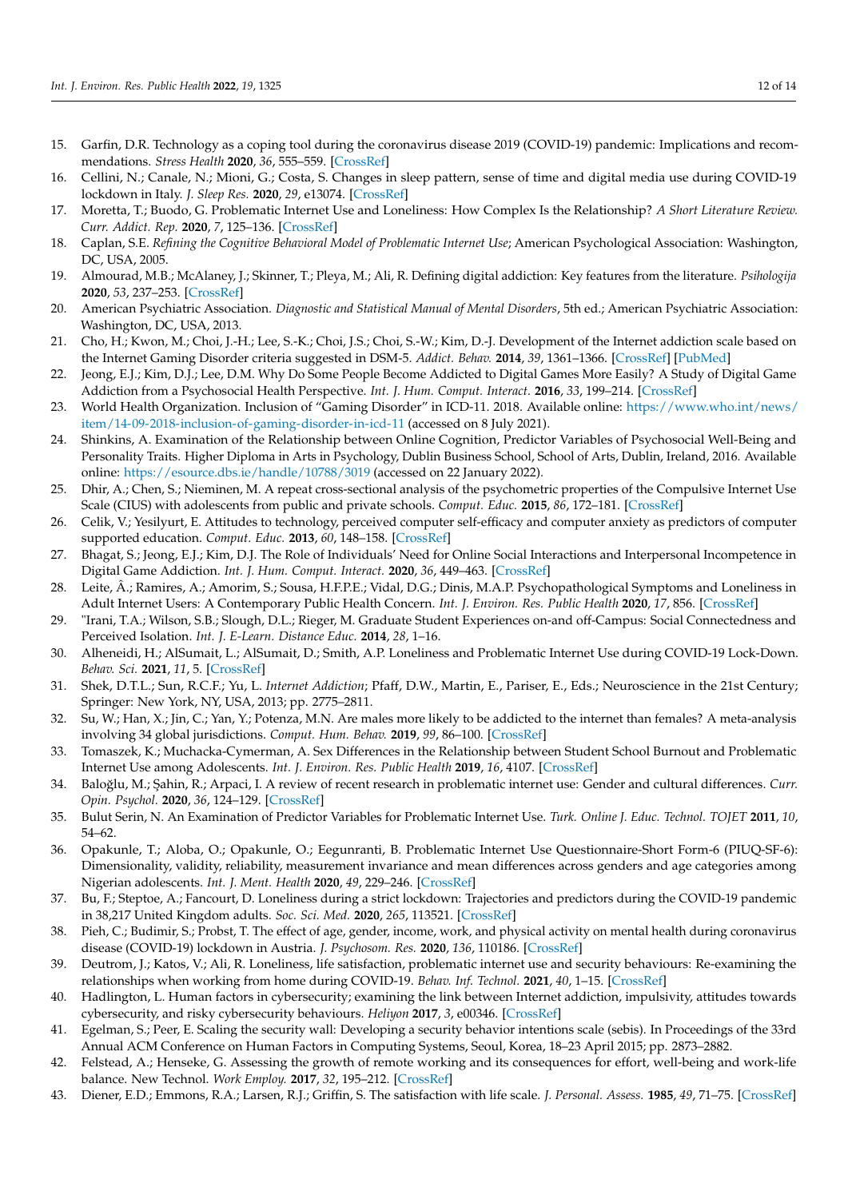15. Garfin, D.R. Technology as a coping tool during the coronavirus disease 2019 (COVID-19) pandemic: Implications and recommendations. *Stress Health* **2020**, *36*, 555–559. [CrossRef]
16. Cellini, N.; Canale, N.; Mioni, G.; Costa, S. Changes in sleep pattern, sense of time and digital media use during COVID-19 lockdown in Italy. *J. Sleep Res.* **2020**, *29*, e13074. [CrossRef]
17. Moretta, T.; Buodo, G. Problematic Internet Use and Loneliness: How Complex Is the Relationship? *A Short Literature Review. Curr. Addict. Rep.* **2020**, *7*, 125–136. [CrossRef]
18. Caplan, S.E. *Refining the Cognitive Behavioral Model of Problematic Internet Use*; American Psychological Association: Washington, DC, USA, 2005.
19. Almourad, M.B.; McAlaney, J.; Skinner, T.; Pleya, M.; Ali, R. Defining digital addiction: Key features from the literature. *Psihologija* **2020**, *53*, 237–253. [CrossRef]
20. American Psychiatric Association. *Diagnostic and Statistical Manual of Mental Disorders*, 5th ed.; American Psychiatric Association: Washington, DC, USA, 2013.
21. Cho, H.; Kwon, M.; Choi, J.-H.; Lee, S.-K.; Choi, J.S.; Choi, S.-W.; Kim, D.-J. Development of the Internet addiction scale based on the Internet Gaming Disorder criteria suggested in DSM-5. *Addict. Behav.* **2014**, *39*, 1361–1366. [CrossRef] [PubMed]
22. Jeong, E.J.; Kim, D.J.; Lee, D.M. Why Do Some People Become Addicted to Digital Games More Easily? A Study of Digital Game Addiction from a Psychosocial Health Perspective. *Int. J. Hum. Comput. Interact.* **2016**, *33*, 199–214. [CrossRef]
23. World Health Organization. Inclusion of "Gaming Disorder" in ICD-11. 2018. Available online: https://www.who.int/news/item/14-09-2018-inclusion-of-gaming-disorder-in-icd-11 (accessed on 8 July 2021).
24. Shinkins, A. Examination of the Relationship between Online Cognition, Predictor Variables of Psychosocial Well-Being and Personality Traits. Higher Diploma in Arts in Psychology, Dublin Business School, School of Arts, Dublin, Ireland, 2016. Available online: https://esource.dbs.ie/handle/10788/3019 (accessed on 22 January 2022).
25. Dhir, A.; Chen, S.; Nieminen, M. A repeat cross-sectional analysis of the psychometric properties of the Compulsive Internet Use Scale (CIUS) with adolescents from public and private schools. *Comput. Educ.* **2015**, *86*, 172–181. [CrossRef]
26. Celik, V.; Yesilyurt, E. Attitudes to technology, perceived computer self-efficacy and computer anxiety as predictors of computer supported education. *Comput. Educ.* **2013**, *60*, 148–158. [CrossRef]
27. Bhagat, S.; Jeong, E.J.; Kim, D.J. The Role of Individuals' Need for Online Social Interactions and Interpersonal Incompetence in Digital Game Addiction. *Int. J. Hum. Comput. Interact.* **2020**, *36*, 449–463. [CrossRef]
28. Leite, Â.; Ramires, A.; Amorim, S.; Sousa, H.F.P.E.; Vidal, D.G.; Dinis, M.A.P. Psychopathological Symptoms and Loneliness in Adult Internet Users: A Contemporary Public Health Concern. *Int. J. Environ. Res. Public Health* **2020**, *17*, 856. [CrossRef]
29. "Irani, T.A.; Wilson, S.B.; Slough, D.L.; Rieger, M. Graduate Student Experiences on-and off-Campus: Social Connectedness and Perceived Isolation. *Int. J. E-Learn. Distance Educ.* **2014**, *28*, 1–16.
30. Alheneidi, H.; AlSumait, L.; AlSumait, D.; Smith, A.P. Loneliness and Problematic Internet Use during COVID-19 Lock-Down. *Behav. Sci.* **2021**, *11*, 5. [CrossRef]
31. Shek, D.T.L.; Sun, R.C.F.; Yu, L. *Internet Addiction*; Pfaff, D.W., Martin, E., Pariser, E., Eds.; Neuroscience in the 21st Century; Springer: New York, NY, USA, 2013; pp. 2775–2811.
32. Su, W.; Han, X.; Jin, C.; Yan, Y.; Potenza, M.N. Are males more likely to be addicted to the internet than females? A meta-analysis involving 34 global jurisdictions. *Comput. Hum. Behav.* **2019**, *99*, 86–100. [CrossRef]
33. Tomaszek, K.; Muchacka-Cymerman, A. Sex Differences in the Relationship between Student School Burnout and Problematic Internet Use among Adolescents. *Int. J. Environ. Res. Public Health* **2019**, *16*, 4107. [CrossRef]
34. Baloğlu, M.; Şahin, R.; Arpaci, I. A review of recent research in problematic internet use: Gender and cultural differences. *Curr. Opin. Psychol.* **2020**, *36*, 124–129. [CrossRef]
35. Bulut Serin, N. An Examination of Predictor Variables for Problematic Internet Use. *Turk. Online J. Educ. Technol. TOJET* **2011**, *10*, 54–62.
36. Opakunle, T.; Aloba, O.; Opakunle, O.; Eegunranti, B. Problematic Internet Use Questionnaire-Short Form-6 (PIUQ-SF-6): Dimensionality, validity, reliability, measurement invariance and mean differences across genders and age categories among Nigerian adolescents. *Int. J. Ment. Health* **2020**, *49*, 229–246. [CrossRef]
37. Bu, F.; Steptoe, A.; Fancourt, D. Loneliness during a strict lockdown: Trajectories and predictors during the COVID-19 pandemic in 38,217 United Kingdom adults. *Soc. Sci. Med.* **2020**, *265*, 113521. [CrossRef]
38. Pieh, C.; Budimir, S.; Probst, T. The effect of age, gender, income, work, and physical activity on mental health during coronavirus disease (COVID-19) lockdown in Austria. *J. Psychosom. Res.* **2020**, *136*, 110186. [CrossRef]
39. Deutrom, J.; Katos, V.; Ali, R. Loneliness, life satisfaction, problematic internet use and security behaviours: Re-examining the relationships when working from home during COVID-19. *Behav. Inf. Technol.* **2021**, *40*, 1–15. [CrossRef]
40. Hadlington, L. Human factors in cybersecurity; examining the link between Internet addiction, impulsivity, attitudes towards cybersecurity, and risky cybersecurity behaviours. *Heliyon* **2017**, *3*, e00346. [CrossRef]
41. Egelman, S.; Peer, E. Scaling the security wall: Developing a security behavior intentions scale (sebis). In Proceedings of the 33rd Annual ACM Conference on Human Factors in Computing Systems, Seoul, Korea, 18–23 April 2015; pp. 2873–2882.
42. Felstead, A.; Henseke, G. Assessing the growth of remote working and its consequences for effort, well-being and work-life balance. New Technol. *Work Employ.* **2017**, *32*, 195–212. [CrossRef]
43. Diener, E.D.; Emmons, R.A.; Larsen, R.J.; Griffin, S. The satisfaction with life scale. *J. Personal. Assess.* **1985**, *49*, 71–75. [CrossRef]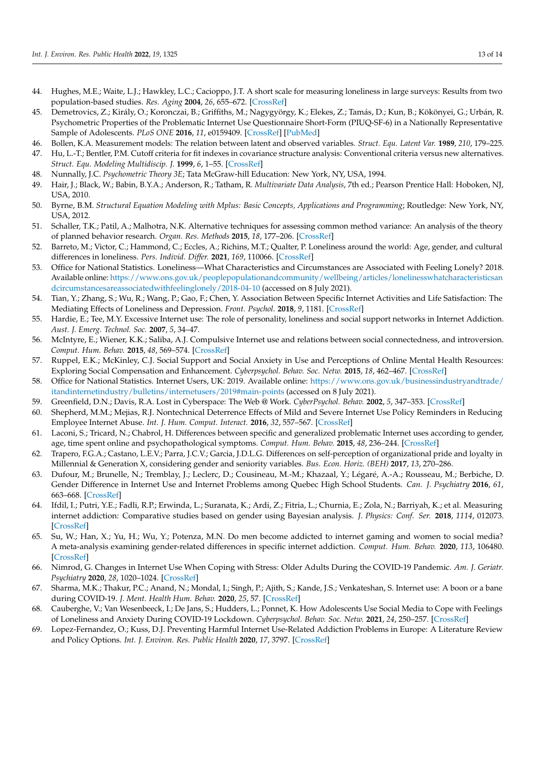44. Hughes, M.E.; Waite, L.J.; Hawkley, L.C.; Cacioppo, J.T. A short scale for measuring loneliness in large surveys: Results from two population-based studies. *Res. Aging* **2004**, *26*, 655–672. [CrossRef]
45. Demetrovics, Z.; Király, O.; Koronczai, B.; Griffiths, M.; Nagygyörgy, K.; Elekes, Z.; Tamás, D.; Kun, B.; Kökönyei, G.; Urbán, R. Psychometric Properties of the Problematic Internet Use Questionnaire Short-Form (PIUQ-SF-6) in a Nationally Representative Sample of Adolescents. *PLoS ONE* **2016**, *11*, e0159409. [CrossRef] [PubMed]
46. Bollen, K.A. Measurement models: The relation between latent and observed variables. *Struct. Equ. Latent Var.* **1989**, *210*, 179–225.
47. Hu, L.-T.; Bentler, P.M. Cutoff criteria for fit indexes in covariance structure analysis: Conventional criteria versus new alternatives. *Struct. Equ. Modeling Multidiscip. J.* **1999**, *6*, 1–55. [CrossRef]
48. Nunnally, J.C. *Psychometric Theory 3E*; Tata McGraw-hill Education: New York, NY, USA, 1994.
49. Hair, J.; Black, W.; Babin, B.Y.A.; Anderson, R.; Tatham, R. *Multivariate Data Analysis*, 7th ed.; Pearson Prentice Hall: Hoboken, NJ, USA, 2010.
50. Byrne, B.M. *Structural Equation Modeling with Mplus: Basic Concepts, Applications and Programming*; Routledge: New York, NY, USA, 2012.
51. Schaller, T.K.; Patil, A.; Malhotra, N.K. Alternative techniques for assessing common method variance: An analysis of the theory of planned behavior research. *Organ. Res. Methods* **2015**, *18*, 177–206. [CrossRef]
52. Barreto, M.; Victor, C.; Hammond, C.; Eccles, A.; Richins, M.T.; Qualter, P. Loneliness around the world: Age, gender, and cultural differences in loneliness. *Pers. Individ. Differ.* **2021**, *169*, 110066. [CrossRef]
53. Office for National Statistics. Loneliness—What Characteristics and Circumstances are Associated with Feeling Lonely? 2018. Available online: https://www.ons.gov.uk/peoplepopulationandcommunity/wellbeing/articles/lonelinesswhatcharacteristicsandcircumstancesareassociatedwithfeelinglonely/2018-04-10 (accessed on 8 July 2021).
54. Tian, Y.; Zhang, S.; Wu, R.; Wang, P.; Gao, F.; Chen, Y. Association Between Specific Internet Activities and Life Satisfaction: The Mediating Effects of Loneliness and Depression. *Front. Psychol.* **2018**, *9*, 1181. [CrossRef]
55. Hardie, E.; Tee, M.Y. Excessive Internet use: The role of personality, loneliness and social support networks in Internet Addiction. *Aust. J. Emerg. Technol. Soc.* **2007**, *5*, 34–47.
56. McIntyre, E.; Wiener, K.K.; Saliba, A.J. Compulsive Internet use and relations between social connectedness, and introversion. *Comput. Hum. Behav.* **2015**, *48*, 569–574. [CrossRef]
57. Ruppel, E.K.; McKinley, C.J. Social Support and Social Anxiety in Use and Perceptions of Online Mental Health Resources: Exploring Social Compensation and Enhancement. *Cyberpsychol. Behav. Soc. Netw.* **2015**, *18*, 462–467. [CrossRef]
58. Office for National Statistics. Internet Users, UK: 2019. Available online: https://www.ons.gov.uk/businessindustryandtrade/itandinternetindustry/bulletins/internetusers/2019#main-points (accessed on 8 July 2021).
59. Greenfield, D.N.; Davis, R.A. Lost in Cyberspace: The Web @ Work. *CyberPsychol. Behav.* **2002**, *5*, 347–353. [CrossRef]
60. Shepherd, M.M.; Mejias, R.J. Nontechnical Deterrence Effects of Mild and Severe Internet Use Policy Reminders in Reducing Employee Internet Abuse. *Int. J. Hum. Comput. Interact.* **2016**, *32*, 557–567. [CrossRef]
61. Laconi, S.; Tricard, N.; Chabrol, H. Differences between specific and generalized problematic Internet uses according to gender, age, time spent online and psychopathological symptoms. *Comput. Hum. Behav.* **2015**, *48*, 236–244. [CrossRef]
62. Trapero, F.G.A.; Castano, L.E.V.; Parra, J.C.V.; Garcia, J.D.L.G. Differences on self-perception of organizational pride and loyalty in Millennial & Generation X, considering gender and seniority variables. *Bus. Econ. Horiz. (BEH)* **2017**, *13*, 270–286.
63. Dufour, M.; Brunelle, N.; Tremblay, J.; Leclerc, D.; Cousineau, M.-M.; Khazaal, Y.; Légaré, A.-A.; Rousseau, M.; Berbiche, D. Gender Difference in Internet Use and Internet Problems among Quebec High School Students. *Can. J. Psychiatry* **2016**, *61*, 663–668. [CrossRef]
64. Ifdil, I.; Putri, Y.E.; Fadli, R.P.; Erwinda, L.; Suranata, K.; Ardi, Z.; Fitria, L.; Churnia, E.; Zola, N.; Barriyah, K.; et al. Measuring internet addiction: Comparative studies based on gender using Bayesian analysis. *J. Physics: Conf. Ser.* **2018**, *1114*, 012073. [CrossRef]
65. Su, W.; Han, X.; Yu, H.; Wu, Y.; Potenza, M.N. Do men become addicted to internet gaming and women to social media? A meta-analysis examining gender-related differences in specific internet addiction. *Comput. Hum. Behav.* **2020**, *113*, 106480. [CrossRef]
66. Nimrod, G. Changes in Internet Use When Coping with Stress: Older Adults During the COVID-19 Pandemic. *Am. J. Geriatr. Psychiatry* **2020**, *28*, 1020–1024. [CrossRef]
67. Sharma, M.K.; Thakur, P.C.; Anand, N.; Mondal, I.; Singh, P.; Ajith, S.; Kande, J.S.; Venkateshan, S. Internet use: A boon or a bane during COVID-19. *J. Ment. Health Hum. Behav.* **2020**, *25*, 57. [CrossRef]
68. Cauberghe, V.; Van Wesenbeeck, I.; De Jans, S.; Hudders, L.; Ponnet, K. How Adolescents Use Social Media to Cope with Feelings of Loneliness and Anxiety During COVID-19 Lockdown. *Cyberpsychol. Behav. Soc. Netw.* **2021**, *24*, 250–257. [CrossRef]
69. Lopez-Fernandez, O.; Kuss, D.J. Preventing Harmful Internet Use-Related Addiction Problems in Europe: A Literature Review and Policy Options. *Int. J. Environ. Res. Public Health* **2020**, *17*, 3797. [CrossRef]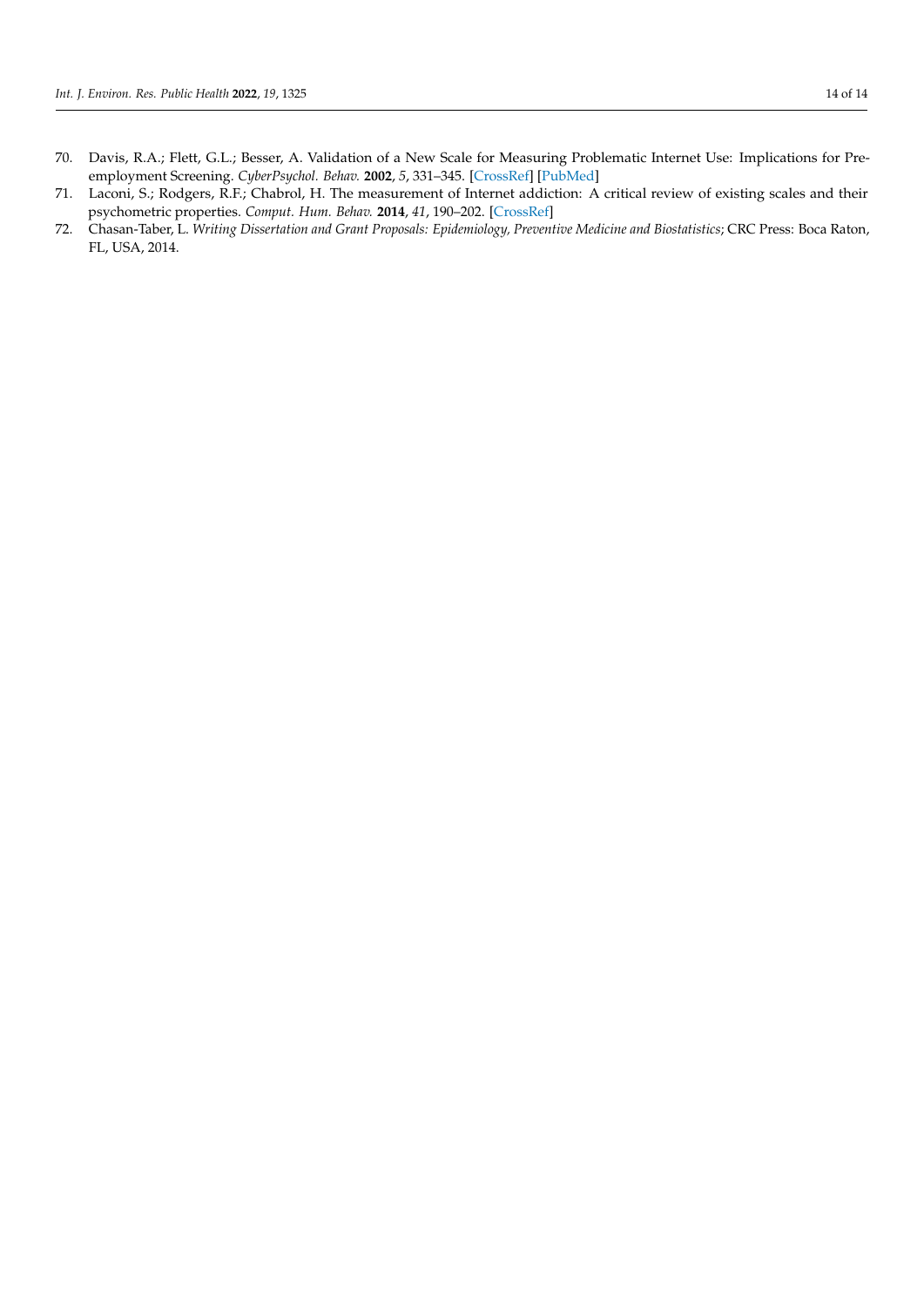70. Davis, R.A.; Flett, G.L.; Besser, A. Validation of a New Scale for Measuring Problematic Internet Use: Implications for Pre-employment Screening. *CyberPsychol. Behav.* **2002**, *5*, 331–345. [CrossRef] [PubMed]
71. Laconi, S.; Rodgers, R.F.; Chabrol, H. The measurement of Internet addiction: A critical review of existing scales and their psychometric properties. *Comput. Hum. Behav.* **2014**, *41*, 190–202. [CrossRef]
72. Chasan-Taber, L. *Writing Dissertation and Grant Proposals: Epidemiology, Preventive Medicine and Biostatistics*; CRC Press: Boca Raton, FL, USA, 2014.